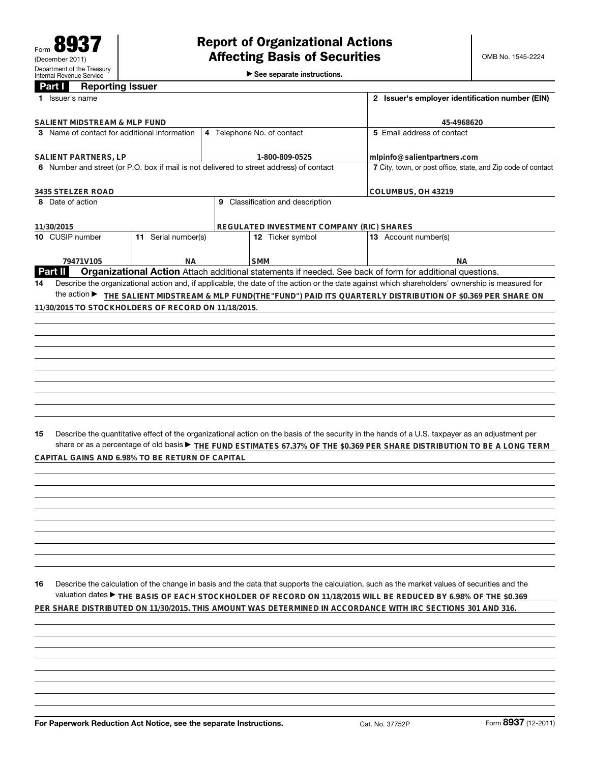Form **8937**
(December 2011)
Department of the Treasury
Internal Revenue Service

# Report of Organizational Actions Affecting Basis of Securities

▶ See separate instructions.

OMB No. 1545-2224

## Part I Reporting Issuer

| 1 Issuer's name | | | 2 Issuer's employer identification number (EIN) |
|---|---|---|---|
| SALIENT MIDSTREAM & MLP FUND | | | 45-4968620 |
| 3 Name of contact for additional information | 4 Telephone No. of contact | | 5 Email address of contact |
| SALIENT PARTNERS, LP | 1-800-809-0525 | | mlpinfo@salientpartners.com |
| 6 Number and street (or P.O. box if mail is not delivered to street address) of contact | | | 7 City, town, or post office, state, and Zip code of contact |
| 3435 STELZER ROAD | | | COLUMBUS, OH 43219 |
| 8 Date of action | 9 Classification and description | | |
| 11/30/2015 | REGULATED INVESTMENT COMPANY (RIC) SHARES | | |
| 10 CUSIP number | 11 Serial number(s) | 12 Ticker symbol | 13 Account number(s) |
| 79471V105 | NA | SMM | NA |

## Part II Organizational Action

Attach additional statements if needed. See back of form for additional questions.

**14** Describe the organizational action and, if applicable, the date of the action or the date against which shareholders' ownership is measured for the action ▶ THE SALIENT MIDSTREAM & MLP FUND(THE"FUND") PAID ITS QUARTERLY DISTRIBUTION OF $0.369 PER SHARE ON 11/30/2015 TO STOCKHOLDERS OF RECORD ON 11/18/2015.

**15** Describe the quantitative effect of the organizational action on the basis of the security in the hands of a U.S. taxpayer as an adjustment per share or as a percentage of old basis ▶ THE FUND ESTIMATES 67.37% OF THE $0.369 PER SHARE DISTRIBUTION TO BE A LONG TERM CAPITAL GAINS AND 6.98% TO BE RETURN OF CAPITAL

**16** Describe the calculation of the change in basis and the data that supports the calculation, such as the market values of securities and the valuation dates ▶ THE BASIS OF EACH STOCKHOLDER OF RECORD ON 11/18/2015 WILL BE REDUCED BY 6.98% OF THE $0.369 PER SHARE DISTRIBUTED ON 11/30/2015. THIS AMOUNT WAS DETERMINED IN ACCORDANCE WITH IRC SECTIONS 301 AND 316.

For Paperwork Reduction Act Notice, see the separate Instructions. Cat. No. 37752P Form **8937** (12-2011)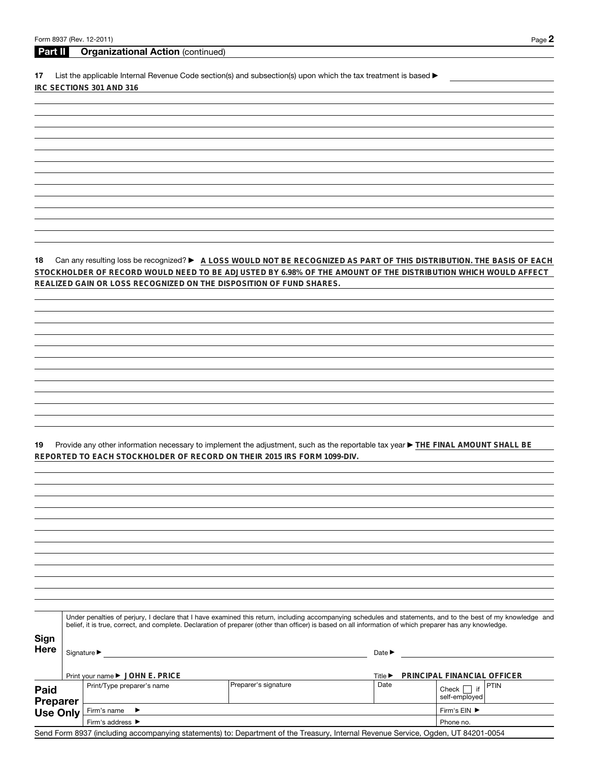## Part II Organizational Action (continued)

**17** List the applicable Internal Revenue Code section(s) and subsection(s) upon which the tax treatment is based ►

**IRC SECTIONS 301 AND 316**

**18** Can any resulting loss be recognized? ► **A LOSS WOULD NOT BE RECOGNIZED AS PART OF THIS DISTRIBUTION. THE BASIS OF EACH STOCKHOLDER OF RECORD WOULD NEED TO BE ADJUSTED BY 6.98% OF THE AMOUNT OF THE DISTRIBUTION WHICH WOULD AFFECT REALIZED GAIN OR LOSS RECOGNIZED ON THE DISPOSITION OF FUND SHARES.**

**19** Provide any other information necessary to implement the adjustment, such as the reportable tax year ► **THE FINAL AMOUNT SHALL BE REPORTED TO EACH STOCKHOLDER OF RECORD ON THEIR 2015 IRS FORM 1099-DIV.**

**Sign Here**

Under penalties of perjury, I declare that I have examined this return, including accompanying schedules and statements, and to the best of my knowledge and belief, it is true, correct, and complete. Declaration of preparer (other than officer) is based on all information of which preparer has any knowledge.

Signature ► &nbsp;&nbsp;&nbsp;&nbsp; Date ►

Print your name ► **JOHN E. PRICE** &nbsp;&nbsp;&nbsp;&nbsp; Title ► **PRINCIPAL FINANCIAL OFFICER**

**Paid Preparer Use Only**

| Print/Type preparer's name | Preparer's signature | Date | Check ☐ if self-employed | PTIN |
|---|---|---|---|---|
| Firm's name ► | | | Firm's EIN ► | |
| Firm's address ► | | | Phone no. | |

Send Form 8937 (including accompanying statements) to: Department of the Treasury, Internal Revenue Service, Ogden, UT 84201-0054